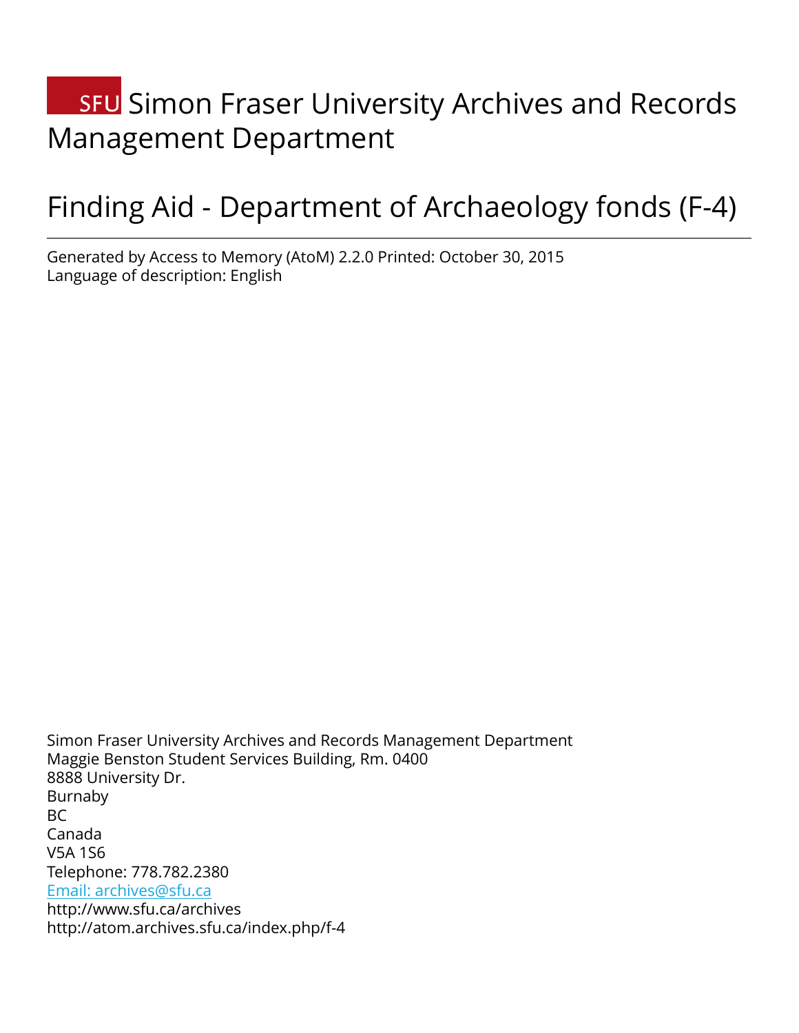# SFU Simon Fraser University Archives and Records Management Department

# Finding Aid - Department of Archaeology fonds (F-4)

Generated by Access to Memory (AtoM) 2.2.0 Printed: October 30, 2015
Language of description: English

Simon Fraser University Archives and Records Management Department
Maggie Benston Student Services Building, Rm. 0400
8888 University Dr.
Burnaby
BC
Canada
V5A 1S6
Telephone: 778.782.2380
Email: archives@sfu.ca
http://www.sfu.ca/archives
http://atom.archives.sfu.ca/index.php/f-4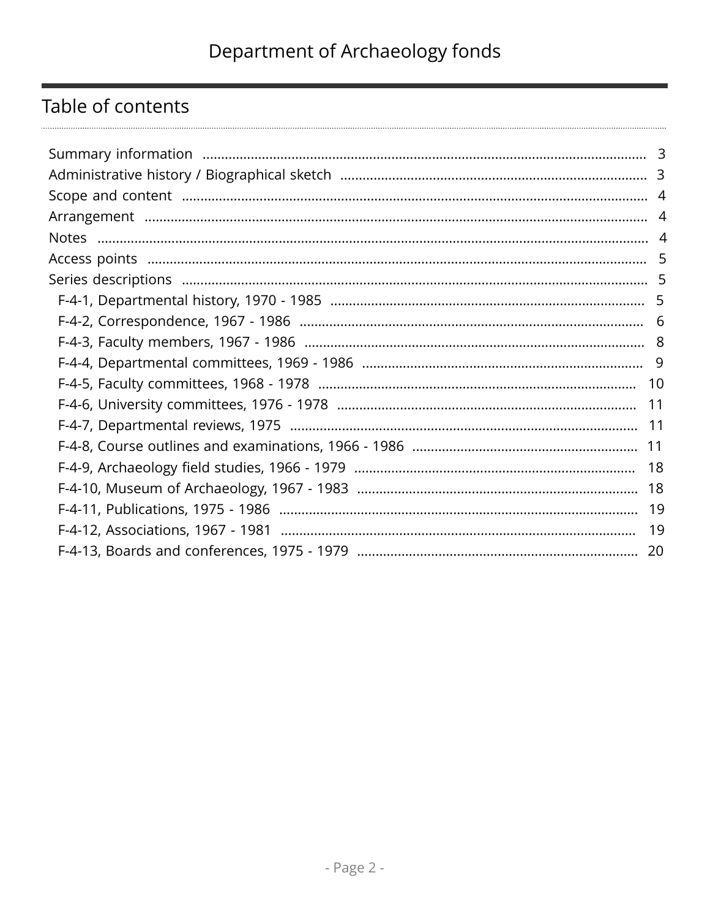## Table of contents

- Summary information ... 3
- Administrative history / Biographical sketch ... 3
- Scope and content ... 4
- Arrangement ... 4
- Notes ... 4
- Access points ... 5
- Series descriptions ... 5
  - F-4-1, Departmental history, 1970 - 1985 ... 5
  - F-4-2, Correspondence, 1967 - 1986 ... 6
  - F-4-3, Faculty members, 1967 - 1986 ... 8
  - F-4-4, Departmental committees, 1969 - 1986 ... 9
  - F-4-5, Faculty committees, 1968 - 1978 ... 10
  - F-4-6, University committees, 1976 - 1978 ... 11
  - F-4-7, Departmental reviews, 1975 ... 11
  - F-4-8, Course outlines and examinations, 1966 - 1986 ... 11
  - F-4-9, Archaeology field studies, 1966 - 1979 ... 18
  - F-4-10, Museum of Archaeology, 1967 - 1983 ... 18
  - F-4-11, Publications, 1975 - 1986 ... 19
  - F-4-12, Associations, 1967 - 1981 ... 19
  - F-4-13, Boards and conferences, 1975 - 1979 ... 20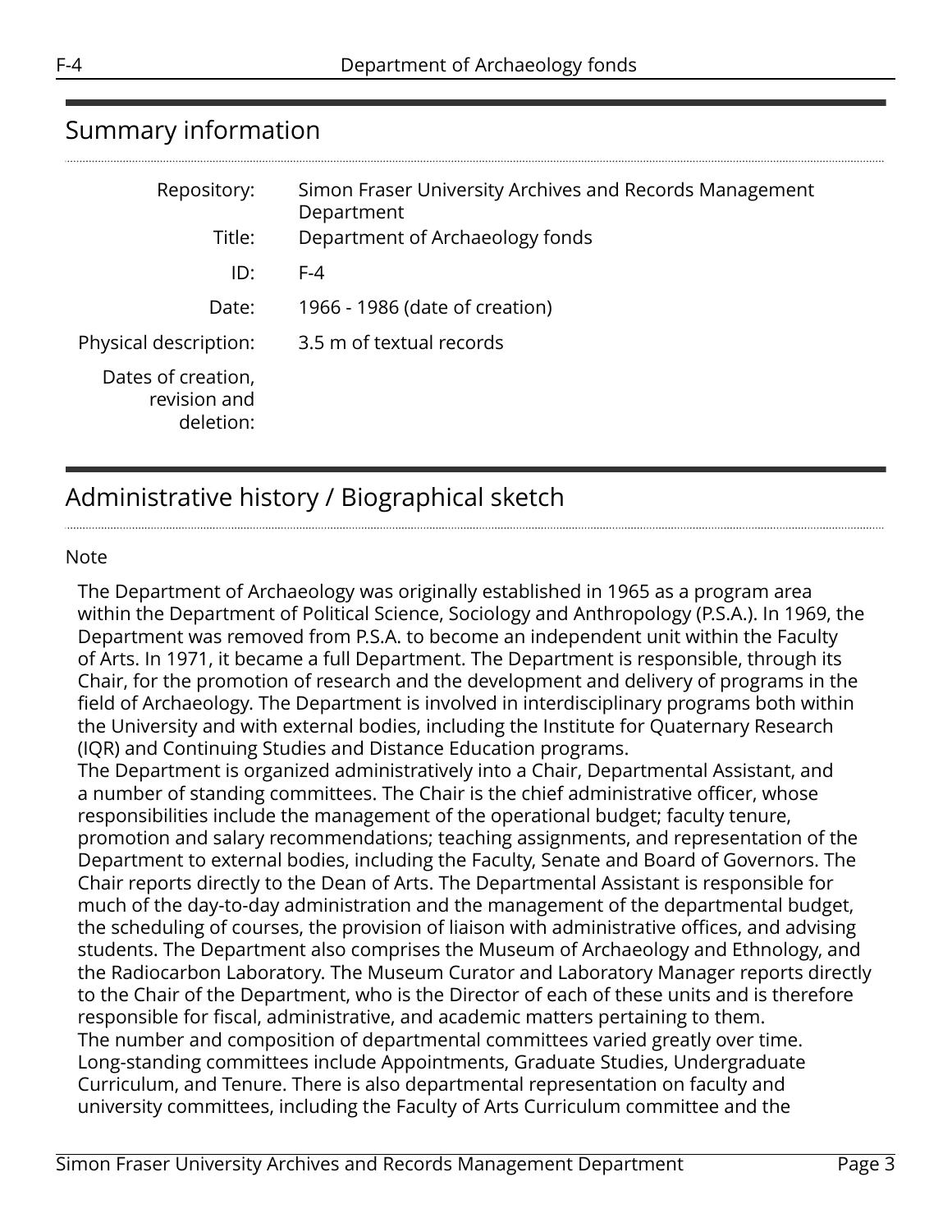## Summary information

| | |
|---|---|
| Repository: | Simon Fraser University Archives and Records Management Department |
| Title: | Department of Archaeology fonds |
| ID: | F-4 |
| Date: | 1966 - 1986 (date of creation) |
| Physical description: | 3.5 m of textual records |
| Dates of creation, revision and deletion: | |

## Administrative history / Biographical sketch

Note

The Department of Archaeology was originally established in 1965 as a program area within the Department of Political Science, Sociology and Anthropology (P.S.A.). In 1969, the Department was removed from P.S.A. to become an independent unit within the Faculty of Arts. In 1971, it became a full Department. The Department is responsible, through its Chair, for the promotion of research and the development and delivery of programs in the field of Archaeology. The Department is involved in interdisciplinary programs both within the University and with external bodies, including the Institute for Quaternary Research (IQR) and Continuing Studies and Distance Education programs.
The Department is organized administratively into a Chair, Departmental Assistant, and a number of standing committees. The Chair is the chief administrative officer, whose responsibilities include the management of the operational budget; faculty tenure, promotion and salary recommendations; teaching assignments, and representation of the Department to external bodies, including the Faculty, Senate and Board of Governors. The Chair reports directly to the Dean of Arts. The Departmental Assistant is responsible for much of the day-to-day administration and the management of the departmental budget, the scheduling of courses, the provision of liaison with administrative offices, and advising students. The Department also comprises the Museum of Archaeology and Ethnology, and the Radiocarbon Laboratory. The Museum Curator and Laboratory Manager reports directly to the Chair of the Department, who is the Director of each of these units and is therefore responsible for fiscal, administrative, and academic matters pertaining to them.
The number and composition of departmental committees varied greatly over time. Long-standing committees include Appointments, Graduate Studies, Undergraduate Curriculum, and Tenure. There is also departmental representation on faculty and university committees, including the Faculty of Arts Curriculum committee and the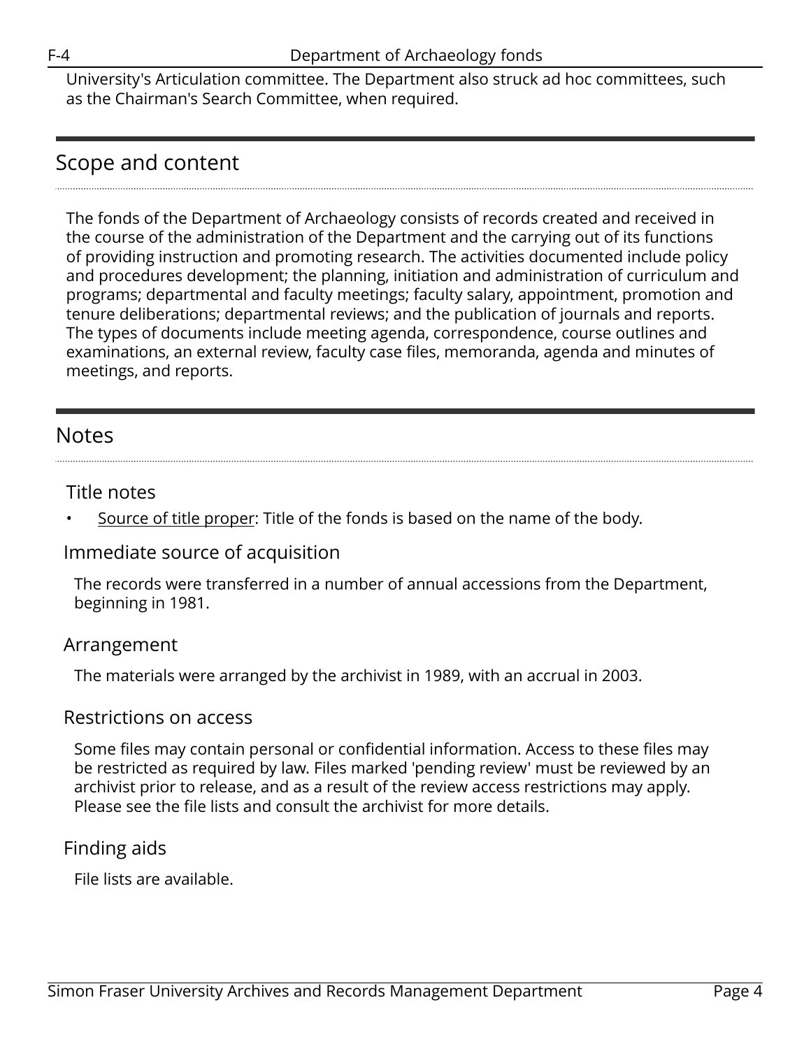University's Articulation committee. The Department also struck ad hoc committees, such as the Chairman's Search Committee, when required.

## Scope and content

The fonds of the Department of Archaeology consists of records created and received in the course of the administration of the Department and the carrying out of its functions of providing instruction and promoting research. The activities documented include policy and procedures development; the planning, initiation and administration of curriculum and programs; departmental and faculty meetings; faculty salary, appointment, promotion and tenure deliberations; departmental reviews; and the publication of journals and reports. The types of documents include meeting agenda, correspondence, course outlines and examinations, an external review, faculty case files, memoranda, agenda and minutes of meetings, and reports.

## Notes

### Title notes

- Source of title proper: Title of the fonds is based on the name of the body.

### Immediate source of acquisition

The records were transferred in a number of annual accessions from the Department, beginning in 1981.

### Arrangement

The materials were arranged by the archivist in 1989, with an accrual in 2003.

### Restrictions on access

Some files may contain personal or confidential information. Access to these files may be restricted as required by law. Files marked 'pending review' must be reviewed by an archivist prior to release, and as a result of the review access restrictions may apply. Please see the file lists and consult the archivist for more details.

### Finding aids

File lists are available.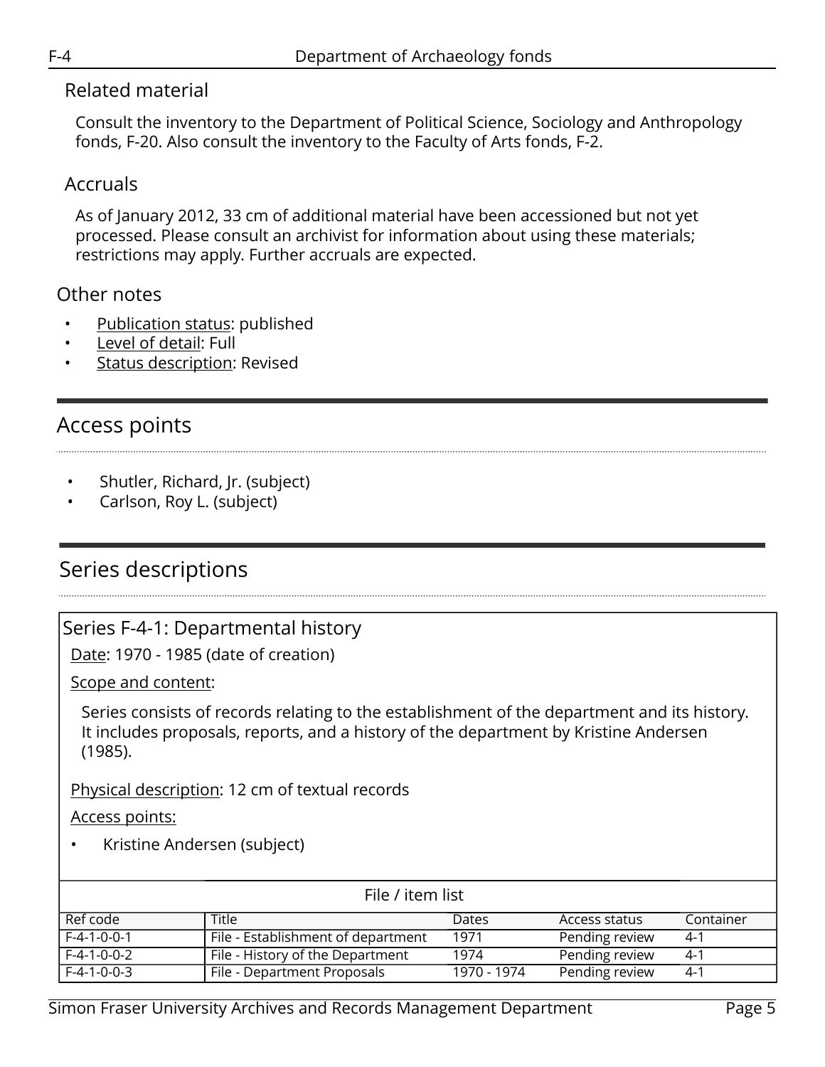## Related material

Consult the inventory to the Department of Political Science, Sociology and Anthropology fonds, F-20. Also consult the inventory to the Faculty of Arts fonds, F-2.

## Accruals

As of January 2012, 33 cm of additional material have been accessioned but not yet processed. Please consult an archivist for information about using these materials; restrictions may apply. Further accruals are expected.

## Other notes

- Publication status: published
- Level of detail: Full
- Status description: Revised

# Access points

- Shutler, Richard, Jr. (subject)
- Carlson, Roy L. (subject)

# Series descriptions

## Series F-4-1: Departmental history

Date: 1970 - 1985 (date of creation)

Scope and content:

Series consists of records relating to the establishment of the department and its history. It includes proposals, reports, and a history of the department by Kristine Andersen (1985).

Physical description: 12 cm of textual records

Access points:

- Kristine Andersen (subject)

File / item list

| Ref code | Title | Dates | Access status | Container |
|---|---|---|---|---|
| F-4-1-0-0-1 | File - Establishment of department | 1971 | Pending review | 4-1 |
| F-4-1-0-0-2 | File - History of the Department | 1974 | Pending review | 4-1 |
| F-4-1-0-0-3 | File - Department Proposals | 1970 - 1974 | Pending review | 4-1 |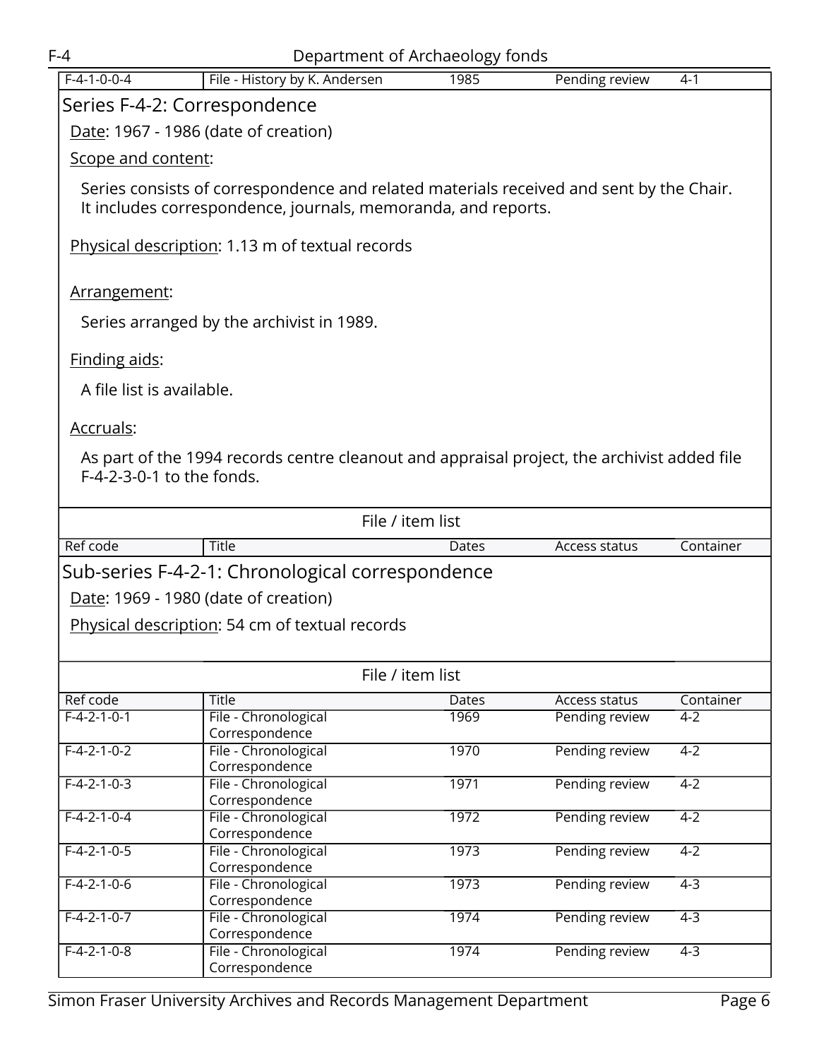| Ref code | Title | Dates | Access status | Container |
|---|---|---|---|---|
| F-4-1-0-0-4 | File - History by K. Andersen | 1985 | Pending review | 4-1 |

## Series F-4-2: Correspondence

Date: 1967 - 1986 (date of creation)

Scope and content:

Series consists of correspondence and related materials received and sent by the Chair. It includes correspondence, journals, memoranda, and reports.

Physical description: 1.13 m of textual records

Arrangement:

Series arranged by the archivist in 1989.

Finding aids:

A file list is available.

Accruals:

As part of the 1994 records centre cleanout and appraisal project, the archivist added file F-4-2-3-0-1 to the fonds.

File / item list

| Ref code | Title | Dates | Access status | Container |
|---|---|---|---|---|

### Sub-series F-4-2-1: Chronological correspondence

Date: 1969 - 1980 (date of creation)

Physical description: 54 cm of textual records

File / item list

| Ref code | Title | Dates | Access status | Container |
|---|---|---|---|---|
| F-4-2-1-0-1 | File - Chronological Correspondence | 1969 | Pending review | 4-2 |
| F-4-2-1-0-2 | File - Chronological Correspondence | 1970 | Pending review | 4-2 |
| F-4-2-1-0-3 | File - Chronological Correspondence | 1971 | Pending review | 4-2 |
| F-4-2-1-0-4 | File - Chronological Correspondence | 1972 | Pending review | 4-2 |
| F-4-2-1-0-5 | File - Chronological Correspondence | 1973 | Pending review | 4-2 |
| F-4-2-1-0-6 | File - Chronological Correspondence | 1973 | Pending review | 4-3 |
| F-4-2-1-0-7 | File - Chronological Correspondence | 1974 | Pending review | 4-3 |
| F-4-2-1-0-8 | File - Chronological Correspondence | 1974 | Pending review | 4-3 |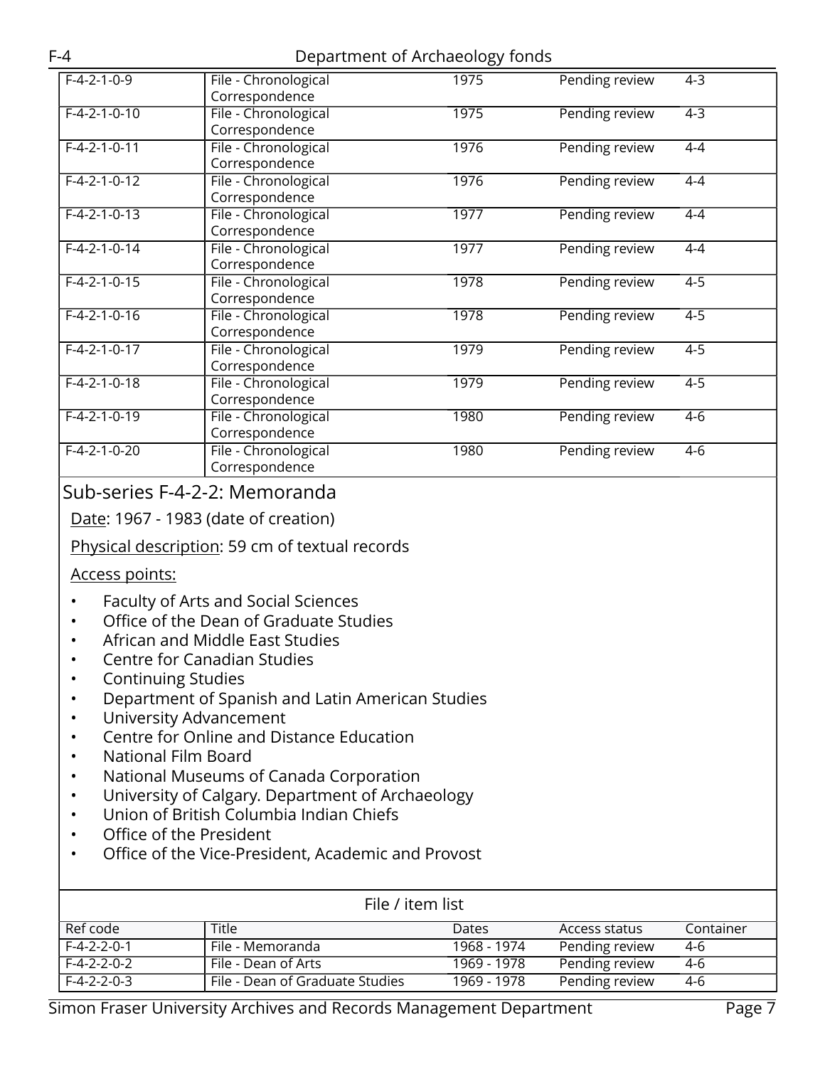| | | | | |
|---|---|---|---|---|
| F-4-2-1-0-9 | File - Chronological Correspondence | 1975 | Pending review | 4-3 |
| F-4-2-1-0-10 | File - Chronological Correspondence | 1975 | Pending review | 4-3 |
| F-4-2-1-0-11 | File - Chronological Correspondence | 1976 | Pending review | 4-4 |
| F-4-2-1-0-12 | File - Chronological Correspondence | 1976 | Pending review | 4-4 |
| F-4-2-1-0-13 | File - Chronological Correspondence | 1977 | Pending review | 4-4 |
| F-4-2-1-0-14 | File - Chronological Correspondence | 1977 | Pending review | 4-4 |
| F-4-2-1-0-15 | File - Chronological Correspondence | 1978 | Pending review | 4-5 |
| F-4-2-1-0-16 | File - Chronological Correspondence | 1978 | Pending review | 4-5 |
| F-4-2-1-0-17 | File - Chronological Correspondence | 1979 | Pending review | 4-5 |
| F-4-2-1-0-18 | File - Chronological Correspondence | 1979 | Pending review | 4-5 |
| F-4-2-1-0-19 | File - Chronological Correspondence | 1980 | Pending review | 4-6 |
| F-4-2-1-0-20 | File - Chronological Correspondence | 1980 | Pending review | 4-6 |

## Sub-series F-4-2-2: Memoranda

Date: 1967 - 1983 (date of creation)

Physical description: 59 cm of textual records

Access points:

- Faculty of Arts and Social Sciences
- Office of the Dean of Graduate Studies
- African and Middle East Studies
- Centre for Canadian Studies
- Continuing Studies
- Department of Spanish and Latin American Studies
- University Advancement
- Centre for Online and Distance Education
- National Film Board
- National Museums of Canada Corporation
- University of Calgary. Department of Archaeology
- Union of British Columbia Indian Chiefs
- Office of the President
- Office of the Vice-President, Academic and Provost

File / item list

| Ref code | Title | Dates | Access status | Container |
|---|---|---|---|---|
| F-4-2-2-0-1 | File - Memoranda | 1968 - 1974 | Pending review | 4-6 |
| F-4-2-2-0-2 | File - Dean of Arts | 1969 - 1978 | Pending review | 4-6 |
| F-4-2-2-0-3 | File - Dean of Graduate Studies | 1969 - 1978 | Pending review | 4-6 |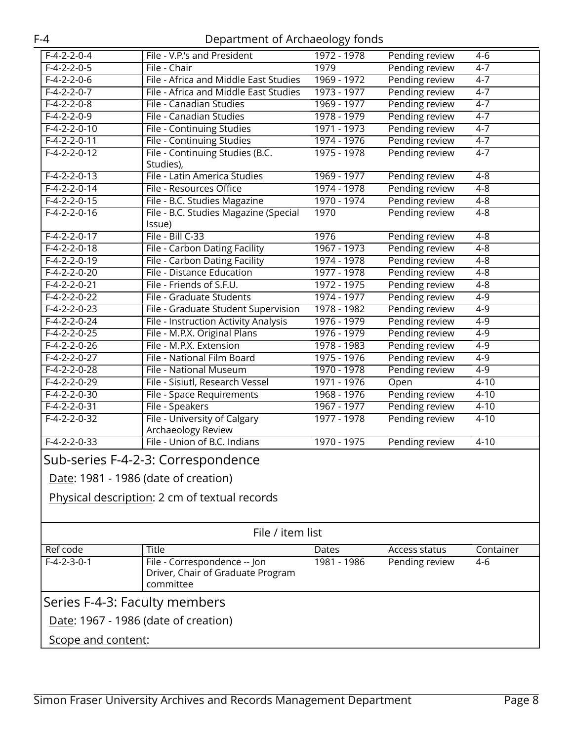| Ref code | Title | Dates | Access status | Container |
|---|---|---|---|---|
| F-4-2-2-0-4 | File - V.P.'s and President | 1972 - 1978 | Pending review | 4-6 |
| F-4-2-2-0-5 | File - Chair | 1979 | Pending review | 4-7 |
| F-4-2-2-0-6 | File - Africa and Middle East Studies | 1969 - 1972 | Pending review | 4-7 |
| F-4-2-2-0-7 | File - Africa and Middle East Studies | 1973 - 1977 | Pending review | 4-7 |
| F-4-2-2-0-8 | File - Canadian Studies | 1969 - 1977 | Pending review | 4-7 |
| F-4-2-2-0-9 | File - Canadian Studies | 1978 - 1979 | Pending review | 4-7 |
| F-4-2-2-0-10 | File - Continuing Studies | 1971 - 1973 | Pending review | 4-7 |
| F-4-2-2-0-11 | File - Continuing Studies | 1974 - 1976 | Pending review | 4-7 |
| F-4-2-2-0-12 | File - Continuing Studies (B.C. Studies), | 1975 - 1978 | Pending review | 4-7 |
| F-4-2-2-0-13 | File - Latin America Studies | 1969 - 1977 | Pending review | 4-8 |
| F-4-2-2-0-14 | File - Resources Office | 1974 - 1978 | Pending review | 4-8 |
| F-4-2-2-0-15 | File - B.C. Studies Magazine | 1970 - 1974 | Pending review | 4-8 |
| F-4-2-2-0-16 | File - B.C. Studies Magazine (Special Issue) | 1970 | Pending review | 4-8 |
| F-4-2-2-0-17 | File - Bill C-33 | 1976 | Pending review | 4-8 |
| F-4-2-2-0-18 | File - Carbon Dating Facility | 1967 - 1973 | Pending review | 4-8 |
| F-4-2-2-0-19 | File - Carbon Dating Facility | 1974 - 1978 | Pending review | 4-8 |
| F-4-2-2-0-20 | File - Distance Education | 1977 - 1978 | Pending review | 4-8 |
| F-4-2-2-0-21 | File - Friends of S.F.U. | 1972 - 1975 | Pending review | 4-8 |
| F-4-2-2-0-22 | File - Graduate Students | 1974 - 1977 | Pending review | 4-9 |
| F-4-2-2-0-23 | File - Graduate Student Supervision | 1978 - 1982 | Pending review | 4-9 |
| F-4-2-2-0-24 | File - Instruction Activity Analysis | 1976 - 1979 | Pending review | 4-9 |
| F-4-2-2-0-25 | File - M.P.X. Original Plans | 1976 - 1979 | Pending review | 4-9 |
| F-4-2-2-0-26 | File - M.P.X. Extension | 1978 - 1983 | Pending review | 4-9 |
| F-4-2-2-0-27 | File - National Film Board | 1975 - 1976 | Pending review | 4-9 |
| F-4-2-2-0-28 | File - National Museum | 1970 - 1978 | Pending review | 4-9 |
| F-4-2-2-0-29 | File - Sisiutl, Research Vessel | 1971 - 1976 | Open | 4-10 |
| F-4-2-2-0-30 | File - Space Requirements | 1968 - 1976 | Pending review | 4-10 |
| F-4-2-2-0-31 | File - Speakers | 1967 - 1977 | Pending review | 4-10 |
| F-4-2-2-0-32 | File - University of Calgary Archaeology Review | 1977 - 1978 | Pending review | 4-10 |
| F-4-2-2-0-33 | File - Union of B.C. Indians | 1970 - 1975 | Pending review | 4-10 |

## Sub-series F-4-2-3: Correspondence

Date: 1981 - 1986 (date of creation)

Physical description: 2 cm of textual records

File / item list

| Ref code | Title | Dates | Access status | Container |
|---|---|---|---|---|
| F-4-2-3-0-1 | File - Correspondence -- Jon Driver, Chair of Graduate Program committee | 1981 - 1986 | Pending review | 4-6 |

## Series F-4-3: Faculty members

Date: 1967 - 1986 (date of creation)

Scope and content: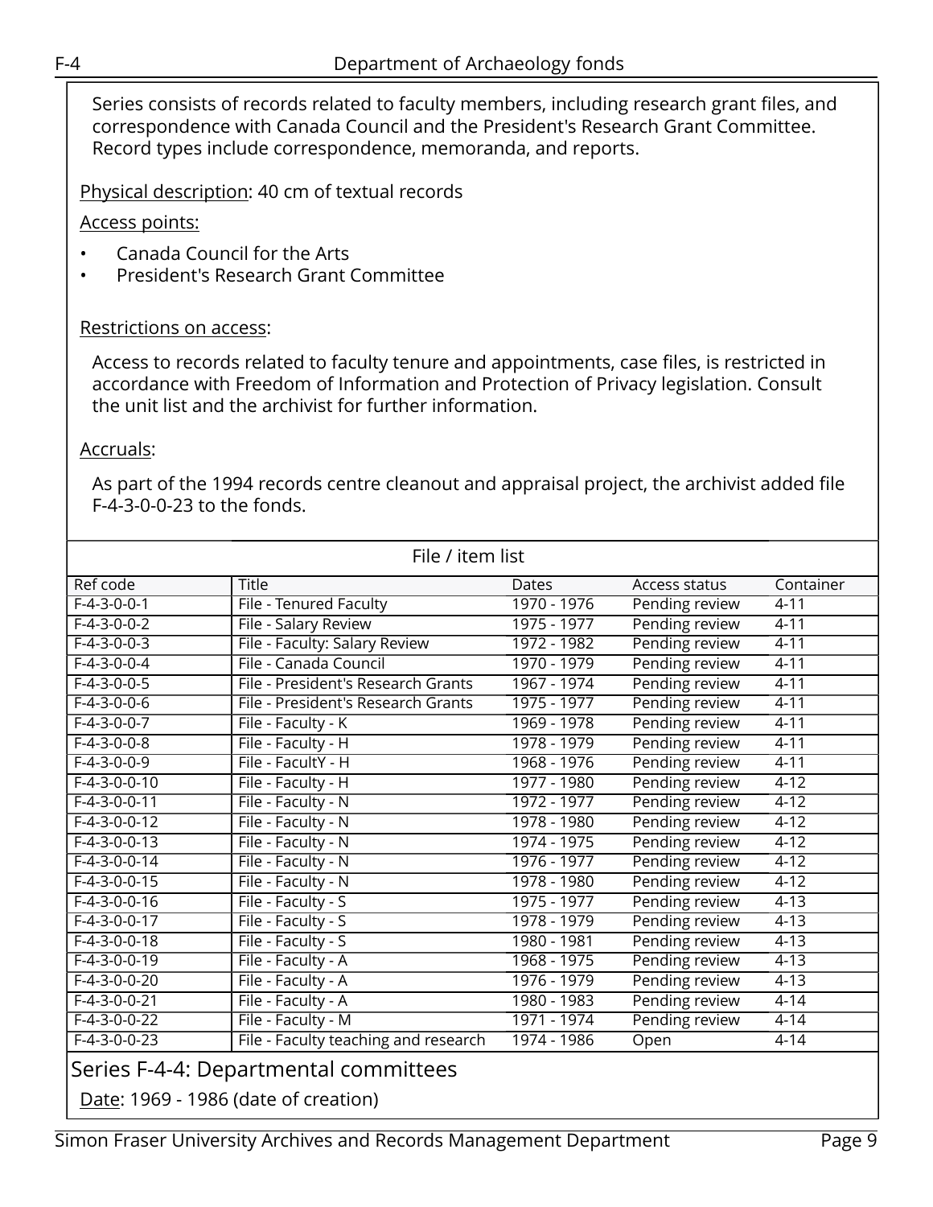Series consists of records related to faculty members, including research grant files, and correspondence with Canada Council and the President's Research Grant Committee. Record types include correspondence, memoranda, and reports.

Physical description: 40 cm of textual records

Access points:

- Canada Council for the Arts
- President's Research Grant Committee

Restrictions on access:

Access to records related to faculty tenure and appointments, case files, is restricted in accordance with Freedom of Information and Protection of Privacy legislation. Consult the unit list and the archivist for further information.

Accruals:

As part of the 1994 records centre cleanout and appraisal project, the archivist added file F-4-3-0-0-23 to the fonds.

File / item list

| Ref code | Title | Dates | Access status | Container |
|---|---|---|---|---|
| F-4-3-0-0-1 | File - Tenured Faculty | 1970 - 1976 | Pending review | 4-11 |
| F-4-3-0-0-2 | File - Salary Review | 1975 - 1977 | Pending review | 4-11 |
| F-4-3-0-0-3 | File - Faculty: Salary Review | 1972 - 1982 | Pending review | 4-11 |
| F-4-3-0-0-4 | File - Canada Council | 1970 - 1979 | Pending review | 4-11 |
| F-4-3-0-0-5 | File - President's Research Grants | 1967 - 1974 | Pending review | 4-11 |
| F-4-3-0-0-6 | File - President's Research Grants | 1975 - 1977 | Pending review | 4-11 |
| F-4-3-0-0-7 | File - Faculty - K | 1969 - 1978 | Pending review | 4-11 |
| F-4-3-0-0-8 | File - Faculty - H | 1978 - 1979 | Pending review | 4-11 |
| F-4-3-0-0-9 | File - FacultY - H | 1968 - 1976 | Pending review | 4-11 |
| F-4-3-0-0-10 | File - Faculty - H | 1977 - 1980 | Pending review | 4-12 |
| F-4-3-0-0-11 | File - Faculty - N | 1972 - 1977 | Pending review | 4-12 |
| F-4-3-0-0-12 | File - Faculty - N | 1978 - 1980 | Pending review | 4-12 |
| F-4-3-0-0-13 | File - Faculty - N | 1974 - 1975 | Pending review | 4-12 |
| F-4-3-0-0-14 | File - Faculty - N | 1976 - 1977 | Pending review | 4-12 |
| F-4-3-0-0-15 | File - Faculty - N | 1978 - 1980 | Pending review | 4-12 |
| F-4-3-0-0-16 | File - Faculty - S | 1975 - 1977 | Pending review | 4-13 |
| F-4-3-0-0-17 | File - Faculty - S | 1978 - 1979 | Pending review | 4-13 |
| F-4-3-0-0-18 | File - Faculty - S | 1980 - 1981 | Pending review | 4-13 |
| F-4-3-0-0-19 | File - Faculty - A | 1968 - 1975 | Pending review | 4-13 |
| F-4-3-0-0-20 | File - Faculty - A | 1976 - 1979 | Pending review | 4-13 |
| F-4-3-0-0-21 | File - Faculty - A | 1980 - 1983 | Pending review | 4-14 |
| F-4-3-0-0-22 | File - Faculty - M | 1971 - 1974 | Pending review | 4-14 |
| F-4-3-0-0-23 | File - Faculty teaching and research | 1974 - 1986 | Open | 4-14 |

## Series F-4-4: Departmental committees

Date: 1969 - 1986 (date of creation)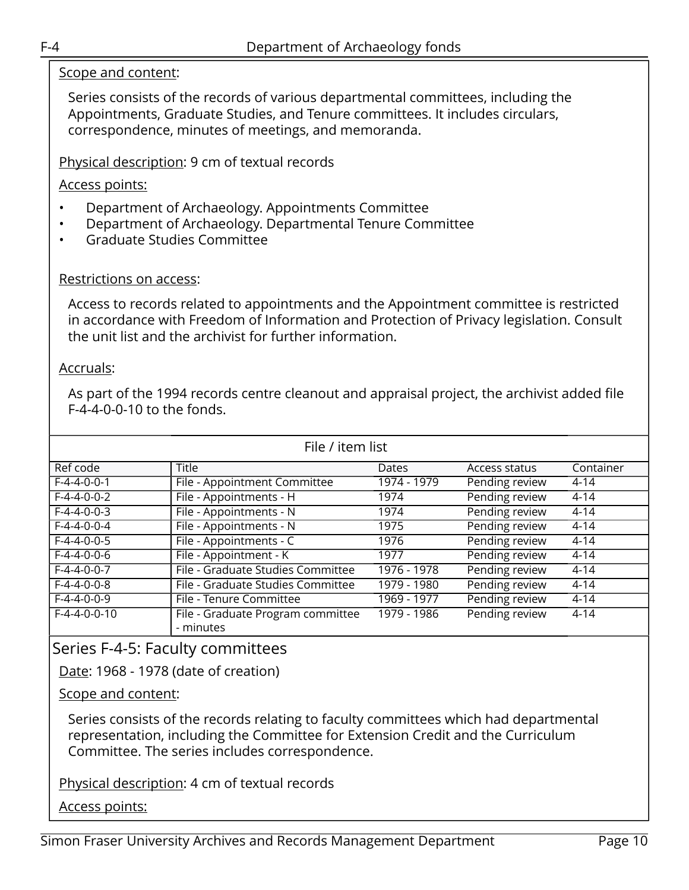Scope and content:

Series consists of the records of various departmental committees, including the Appointments, Graduate Studies, and Tenure committees. It includes circulars, correspondence, minutes of meetings, and memoranda.

Physical description: 9 cm of textual records

Access points:

- Department of Archaeology. Appointments Committee
- Department of Archaeology. Departmental Tenure Committee
- Graduate Studies Committee

Restrictions on access:

Access to records related to appointments and the Appointment committee is restricted in accordance with Freedom of Information and Protection of Privacy legislation. Consult the unit list and the archivist for further information.

Accruals:

As part of the 1994 records centre cleanout and appraisal project, the archivist added file F-4-4-0-0-10 to the fonds.

File / item list

| Ref code | Title | Dates | Access status | Container |
|---|---|---|---|---|
| F-4-4-0-0-1 | File - Appointment Committee | 1974 - 1979 | Pending review | 4-14 |
| F-4-4-0-0-2 | File - Appointments - H | 1974 | Pending review | 4-14 |
| F-4-4-0-0-3 | File - Appointments - N | 1974 | Pending review | 4-14 |
| F-4-4-0-0-4 | File - Appointments - N | 1975 | Pending review | 4-14 |
| F-4-4-0-0-5 | File - Appointments - C | 1976 | Pending review | 4-14 |
| F-4-4-0-0-6 | File - Appointment - K | 1977 | Pending review | 4-14 |
| F-4-4-0-0-7 | File - Graduate Studies Committee | 1976 - 1978 | Pending review | 4-14 |
| F-4-4-0-0-8 | File - Graduate Studies Committee | 1979 - 1980 | Pending review | 4-14 |
| F-4-4-0-0-9 | File - Tenure Committee | 1969 - 1977 | Pending review | 4-14 |
| F-4-4-0-0-10 | File - Graduate Program committee - minutes | 1979 - 1986 | Pending review | 4-14 |

## Series F-4-5: Faculty committees

Date: 1968 - 1978 (date of creation)

Scope and content:

Series consists of the records relating to faculty committees which had departmental representation, including the Committee for Extension Credit and the Curriculum Committee. The series includes correspondence.

Physical description: 4 cm of textual records

Access points: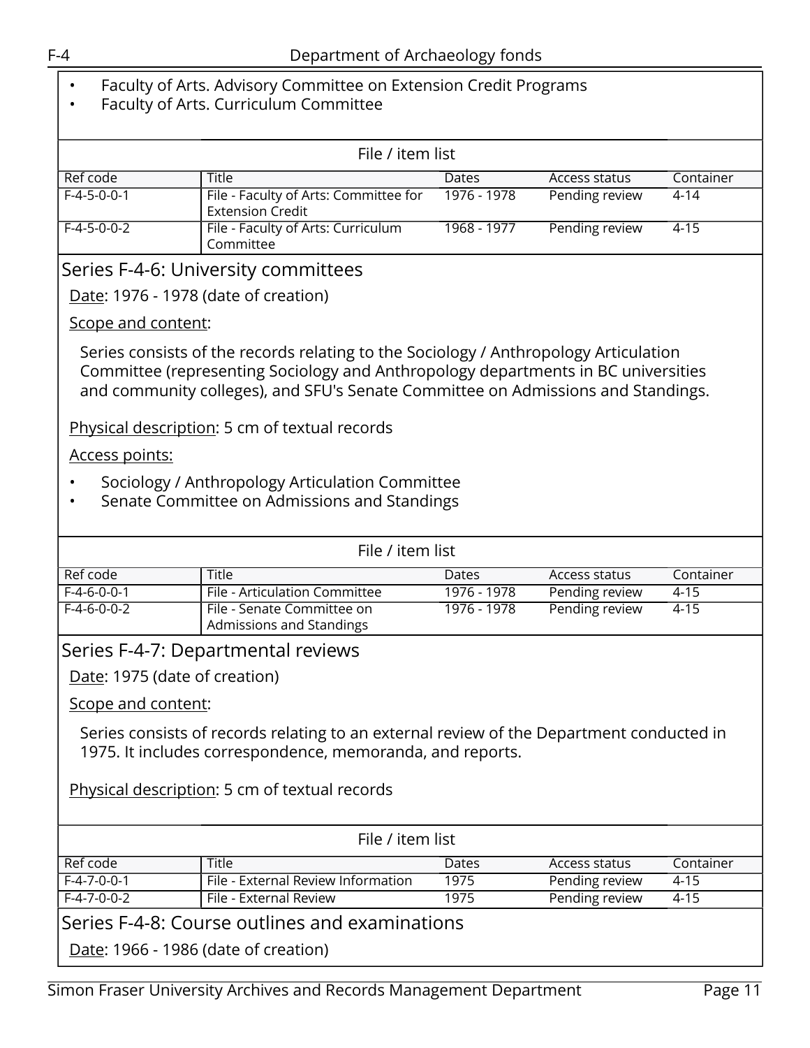- Faculty of Arts. Advisory Committee on Extension Credit Programs
- Faculty of Arts. Curriculum Committee

File / item list

| Ref code | Title | Dates | Access status | Container |
|---|---|---|---|---|
| F-4-5-0-0-1 | File - Faculty of Arts: Committee for Extension Credit | 1976 - 1978 | Pending review | 4-14 |
| F-4-5-0-0-2 | File - Faculty of Arts: Curriculum Committee | 1968 - 1977 | Pending review | 4-15 |

## Series F-4-6: University committees

Date: 1976 - 1978 (date of creation)

Scope and content:

Series consists of the records relating to the Sociology / Anthropology Articulation Committee (representing Sociology and Anthropology departments in BC universities and community colleges), and SFU's Senate Committee on Admissions and Standings.

Physical description: 5 cm of textual records

Access points:

- Sociology / Anthropology Articulation Committee
- Senate Committee on Admissions and Standings

File / item list

| Ref code | Title | Dates | Access status | Container |
|---|---|---|---|---|
| F-4-6-0-0-1 | File - Articulation Committee | 1976 - 1978 | Pending review | 4-15 |
| F-4-6-0-0-2 | File - Senate Committee on Admissions and Standings | 1976 - 1978 | Pending review | 4-15 |

## Series F-4-7: Departmental reviews

Date: 1975 (date of creation)

Scope and content:

Series consists of records relating to an external review of the Department conducted in 1975. It includes correspondence, memoranda, and reports.

Physical description: 5 cm of textual records

File / item list

| Ref code | Title | Dates | Access status | Container |
|---|---|---|---|---|
| F-4-7-0-0-1 | File - External Review Information | 1975 | Pending review | 4-15 |
| F-4-7-0-0-2 | File - External Review | 1975 | Pending review | 4-15 |

## Series F-4-8: Course outlines and examinations

Date: 1966 - 1986 (date of creation)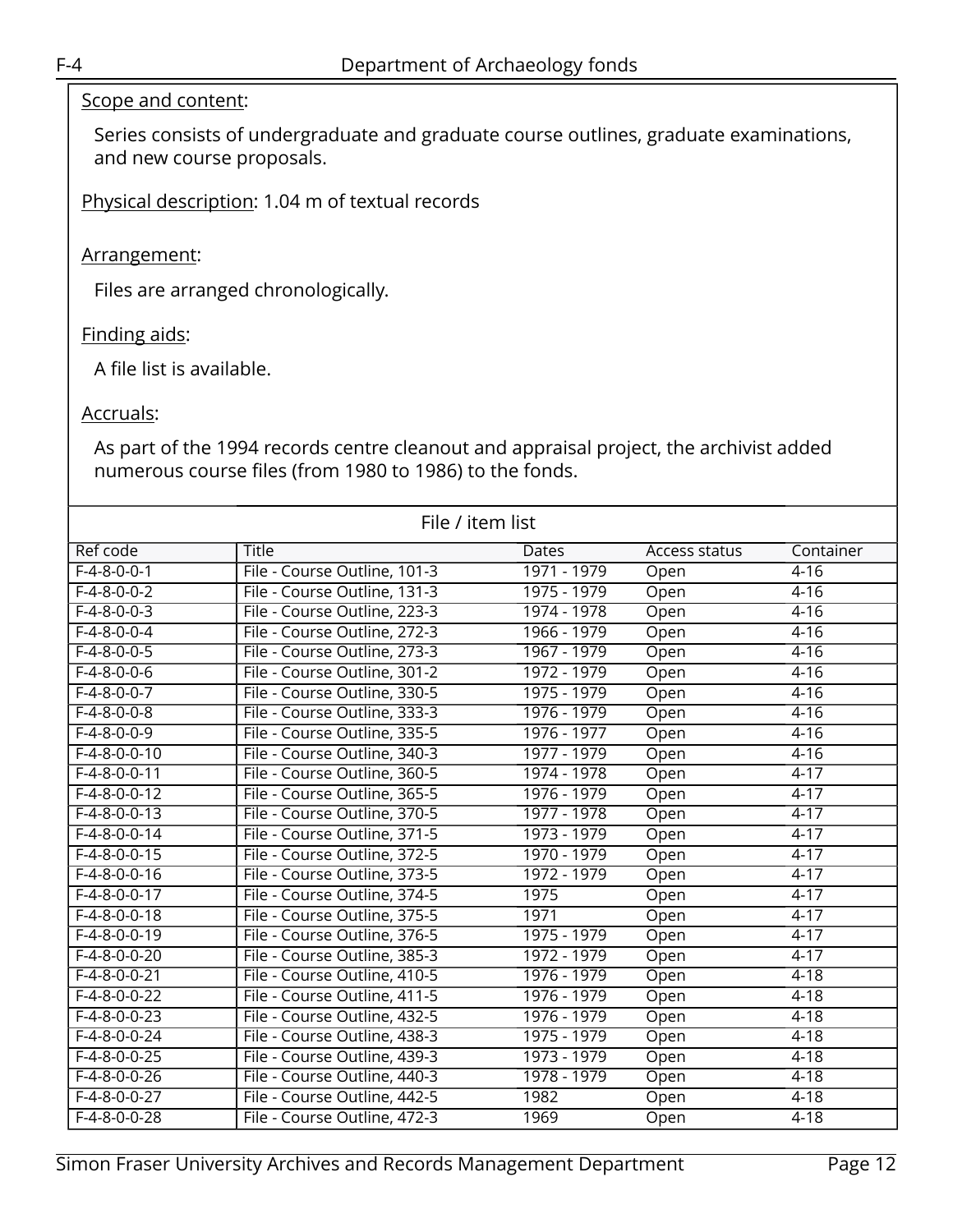Scope and content:

Series consists of undergraduate and graduate course outlines, graduate examinations, and new course proposals.

Physical description: 1.04 m of textual records

Arrangement:

Files are arranged chronologically.

Finding aids:

A file list is available.

Accruals:

As part of the 1994 records centre cleanout and appraisal project, the archivist added numerous course files (from 1980 to 1986) to the fonds.

File / item list

| Ref code | Title | Dates | Access status | Container |
|---|---|---|---|---|
| F-4-8-0-0-1 | File - Course Outline, 101-3 | 1971 - 1979 | Open | 4-16 |
| F-4-8-0-0-2 | File - Course Outline, 131-3 | 1975 - 1979 | Open | 4-16 |
| F-4-8-0-0-3 | File - Course Outline, 223-3 | 1974 - 1978 | Open | 4-16 |
| F-4-8-0-0-4 | File - Course Outline, 272-3 | 1966 - 1979 | Open | 4-16 |
| F-4-8-0-0-5 | File - Course Outline, 273-3 | 1967 - 1979 | Open | 4-16 |
| F-4-8-0-0-6 | File - Course Outline, 301-2 | 1972 - 1979 | Open | 4-16 |
| F-4-8-0-0-7 | File - Course Outline, 330-5 | 1975 - 1979 | Open | 4-16 |
| F-4-8-0-0-8 | File - Course Outline, 333-3 | 1976 - 1979 | Open | 4-16 |
| F-4-8-0-0-9 | File - Course Outline, 335-5 | 1976 - 1977 | Open | 4-16 |
| F-4-8-0-0-10 | File - Course Outline, 340-3 | 1977 - 1979 | Open | 4-16 |
| F-4-8-0-0-11 | File - Course Outline, 360-5 | 1974 - 1978 | Open | 4-17 |
| F-4-8-0-0-12 | File - Course Outline, 365-5 | 1976 - 1979 | Open | 4-17 |
| F-4-8-0-0-13 | File - Course Outline, 370-5 | 1977 - 1978 | Open | 4-17 |
| F-4-8-0-0-14 | File - Course Outline, 371-5 | 1973 - 1979 | Open | 4-17 |
| F-4-8-0-0-15 | File - Course Outline, 372-5 | 1970 - 1979 | Open | 4-17 |
| F-4-8-0-0-16 | File - Course Outline, 373-5 | 1972 - 1979 | Open | 4-17 |
| F-4-8-0-0-17 | File - Course Outline, 374-5 | 1975 | Open | 4-17 |
| F-4-8-0-0-18 | File - Course Outline, 375-5 | 1971 | Open | 4-17 |
| F-4-8-0-0-19 | File - Course Outline, 376-5 | 1975 - 1979 | Open | 4-17 |
| F-4-8-0-0-20 | File - Course Outline, 385-3 | 1972 - 1979 | Open | 4-17 |
| F-4-8-0-0-21 | File - Course Outline, 410-5 | 1976 - 1979 | Open | 4-18 |
| F-4-8-0-0-22 | File - Course Outline, 411-5 | 1976 - 1979 | Open | 4-18 |
| F-4-8-0-0-23 | File - Course Outline, 432-5 | 1976 - 1979 | Open | 4-18 |
| F-4-8-0-0-24 | File - Course Outline, 438-3 | 1975 - 1979 | Open | 4-18 |
| F-4-8-0-0-25 | File - Course Outline, 439-3 | 1973 - 1979 | Open | 4-18 |
| F-4-8-0-0-26 | File - Course Outline, 440-3 | 1978 - 1979 | Open | 4-18 |
| F-4-8-0-0-27 | File - Course Outline, 442-5 | 1982 | Open | 4-18 |
| F-4-8-0-0-28 | File - Course Outline, 472-3 | 1969 | Open | 4-18 |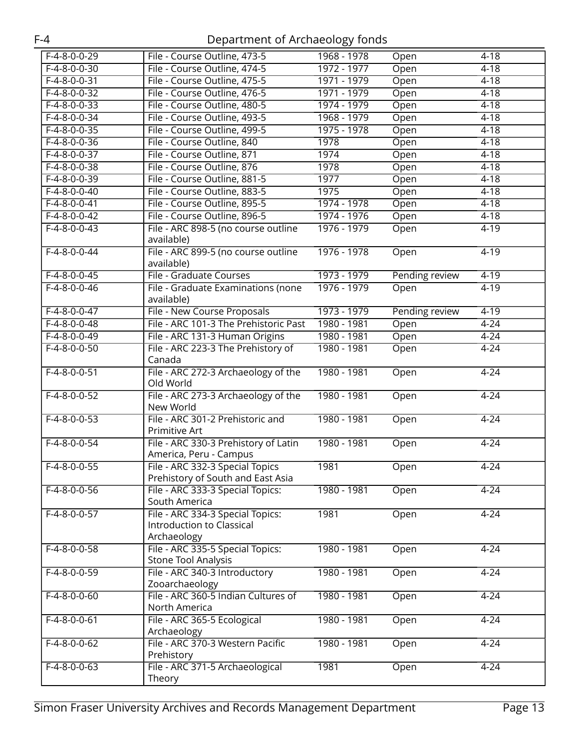| F-4-8-0-0-29 | File - Course Outline, 473-5 | 1968 - 1978 | Open | 4-18 |
|---|---|---|---|---|
| F-4-8-0-0-30 | File - Course Outline, 474-5 | 1972 - 1977 | Open | 4-18 |
| F-4-8-0-0-31 | File - Course Outline, 475-5 | 1971 - 1979 | Open | 4-18 |
| F-4-8-0-0-32 | File - Course Outline, 476-5 | 1971 - 1979 | Open | 4-18 |
| F-4-8-0-0-33 | File - Course Outline, 480-5 | 1974 - 1979 | Open | 4-18 |
| F-4-8-0-0-34 | File - Course Outline, 493-5 | 1968 - 1979 | Open | 4-18 |
| F-4-8-0-0-35 | File - Course Outline, 499-5 | 1975 - 1978 | Open | 4-18 |
| F-4-8-0-0-36 | File - Course Outline, 840 | 1978 | Open | 4-18 |
| F-4-8-0-0-37 | File - Course Outline, 871 | 1974 | Open | 4-18 |
| F-4-8-0-0-38 | File - Course Outline, 876 | 1978 | Open | 4-18 |
| F-4-8-0-0-39 | File - Course Outline, 881-5 | 1977 | Open | 4-18 |
| F-4-8-0-0-40 | File - Course Outline, 883-5 | 1975 | Open | 4-18 |
| F-4-8-0-0-41 | File - Course Outline, 895-5 | 1974 - 1978 | Open | 4-18 |
| F-4-8-0-0-42 | File - Course Outline, 896-5 | 1974 - 1976 | Open | 4-18 |
| F-4-8-0-0-43 | File - ARC 898-5 (no course outline available) | 1976 - 1979 | Open | 4-19 |
| F-4-8-0-0-44 | File - ARC 899-5 (no course outline available) | 1976 - 1978 | Open | 4-19 |
| F-4-8-0-0-45 | File - Graduate Courses | 1973 - 1979 | Pending review | 4-19 |
| F-4-8-0-0-46 | File - Graduate Examinations (none available) | 1976 - 1979 | Open | 4-19 |
| F-4-8-0-0-47 | File - New Course Proposals | 1973 - 1979 | Pending review | 4-19 |
| F-4-8-0-0-48 | File - ARC 101-3 The Prehistoric Past | 1980 - 1981 | Open | 4-24 |
| F-4-8-0-0-49 | File - ARC 131-3 Human Origins | 1980 - 1981 | Open | 4-24 |
| F-4-8-0-0-50 | File - ARC 223-3 The Prehistory of Canada | 1980 - 1981 | Open | 4-24 |
| F-4-8-0-0-51 | File - ARC 272-3 Archaeology of the Old World | 1980 - 1981 | Open | 4-24 |
| F-4-8-0-0-52 | File - ARC 273-3 Archaeology of the New World | 1980 - 1981 | Open | 4-24 |
| F-4-8-0-0-53 | File - ARC 301-2 Prehistoric and Primitive Art | 1980 - 1981 | Open | 4-24 |
| F-4-8-0-0-54 | File - ARC 330-3 Prehistory of Latin America, Peru - Campus | 1980 - 1981 | Open | 4-24 |
| F-4-8-0-0-55 | File - ARC 332-3 Special Topics Prehistory of South and East Asia | 1981 | Open | 4-24 |
| F-4-8-0-0-56 | File - ARC 333-3 Special Topics: South America | 1980 - 1981 | Open | 4-24 |
| F-4-8-0-0-57 | File - ARC 334-3 Special Topics: Introduction to Classical Archaeology | 1981 | Open | 4-24 |
| F-4-8-0-0-58 | File - ARC 335-5 Special Topics: Stone Tool Analysis | 1980 - 1981 | Open | 4-24 |
| F-4-8-0-0-59 | File - ARC 340-3 Introductory Zooarchaeology | 1980 - 1981 | Open | 4-24 |
| F-4-8-0-0-60 | File - ARC 360-5 Indian Cultures of North America | 1980 - 1981 | Open | 4-24 |
| F-4-8-0-0-61 | File - ARC 365-5 Ecological Archaeology | 1980 - 1981 | Open | 4-24 |
| F-4-8-0-0-62 | File - ARC 370-3 Western Pacific Prehistory | 1980 - 1981 | Open | 4-24 |
| F-4-8-0-0-63 | File - ARC 371-5 Archaeological Theory | 1981 | Open | 4-24 |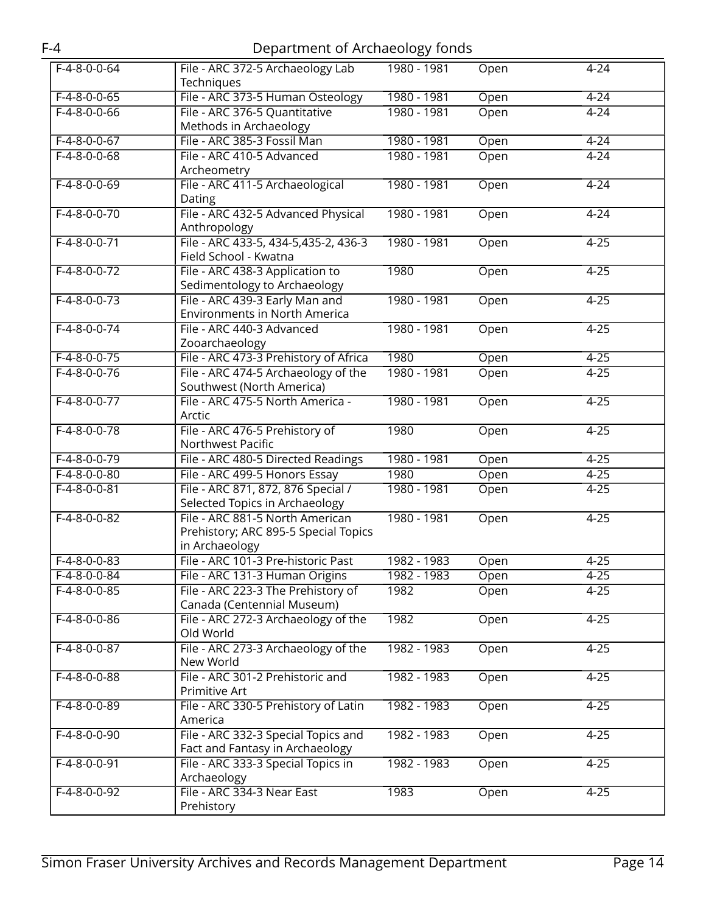| F-4-8-0-0-64 | File - ARC 372-5 Archaeology Lab Techniques | 1980 - 1981 | Open | 4-24 |
|---|---|---|---|---|
| F-4-8-0-0-65 | File - ARC 373-5 Human Osteology | 1980 - 1981 | Open | 4-24 |
| F-4-8-0-0-66 | File - ARC 376-5 Quantitative Methods in Archaeology | 1980 - 1981 | Open | 4-24 |
| F-4-8-0-0-67 | File - ARC 385-3 Fossil Man | 1980 - 1981 | Open | 4-24 |
| F-4-8-0-0-68 | File - ARC 410-5 Advanced Archeometry | 1980 - 1981 | Open | 4-24 |
| F-4-8-0-0-69 | File - ARC 411-5 Archaeological Dating | 1980 - 1981 | Open | 4-24 |
| F-4-8-0-0-70 | File - ARC 432-5 Advanced Physical Anthropology | 1980 - 1981 | Open | 4-24 |
| F-4-8-0-0-71 | File - ARC 433-5, 434-5,435-2, 436-3 Field School - Kwatna | 1980 - 1981 | Open | 4-25 |
| F-4-8-0-0-72 | File - ARC 438-3 Application to Sedimentology to Archaeology | 1980 | Open | 4-25 |
| F-4-8-0-0-73 | File - ARC 439-3 Early Man and Environments in North America | 1980 - 1981 | Open | 4-25 |
| F-4-8-0-0-74 | File - ARC 440-3 Advanced Zooarchaeology | 1980 - 1981 | Open | 4-25 |
| F-4-8-0-0-75 | File - ARC 473-3 Prehistory of Africa | 1980 | Open | 4-25 |
| F-4-8-0-0-76 | File - ARC 474-5 Archaeology of the Southwest (North America) | 1980 - 1981 | Open | 4-25 |
| F-4-8-0-0-77 | File - ARC 475-5 North America - Arctic | 1980 - 1981 | Open | 4-25 |
| F-4-8-0-0-78 | File - ARC 476-5 Prehistory of Northwest Pacific | 1980 | Open | 4-25 |
| F-4-8-0-0-79 | File - ARC 480-5 Directed Readings | 1980 - 1981 | Open | 4-25 |
| F-4-8-0-0-80 | File - ARC 499-5 Honors Essay | 1980 | Open | 4-25 |
| F-4-8-0-0-81 | File - ARC 871, 872, 876 Special / Selected Topics in Archaeology | 1980 - 1981 | Open | 4-25 |
| F-4-8-0-0-82 | File - ARC 881-5 North American Prehistory; ARC 895-5 Special Topics in Archaeology | 1980 - 1981 | Open | 4-25 |
| F-4-8-0-0-83 | File - ARC 101-3 Pre-historic Past | 1982 - 1983 | Open | 4-25 |
| F-4-8-0-0-84 | File - ARC 131-3 Human Origins | 1982 - 1983 | Open | 4-25 |
| F-4-8-0-0-85 | File - ARC 223-3 The Prehistory of Canada (Centennial Museum) | 1982 | Open | 4-25 |
| F-4-8-0-0-86 | File - ARC 272-3 Archaeology of the Old World | 1982 | Open | 4-25 |
| F-4-8-0-0-87 | File - ARC 273-3 Archaeology of the New World | 1982 - 1983 | Open | 4-25 |
| F-4-8-0-0-88 | File - ARC 301-2 Prehistoric and Primitive Art | 1982 - 1983 | Open | 4-25 |
| F-4-8-0-0-89 | File - ARC 330-5 Prehistory of Latin America | 1982 - 1983 | Open | 4-25 |
| F-4-8-0-0-90 | File - ARC 332-3 Special Topics and Fact and Fantasy in Archaeology | 1982 - 1983 | Open | 4-25 |
| F-4-8-0-0-91 | File - ARC 333-3 Special Topics in Archaeology | 1982 - 1983 | Open | 4-25 |
| F-4-8-0-0-92 | File - ARC 334-3 Near East Prehistory | 1983 | Open | 4-25 |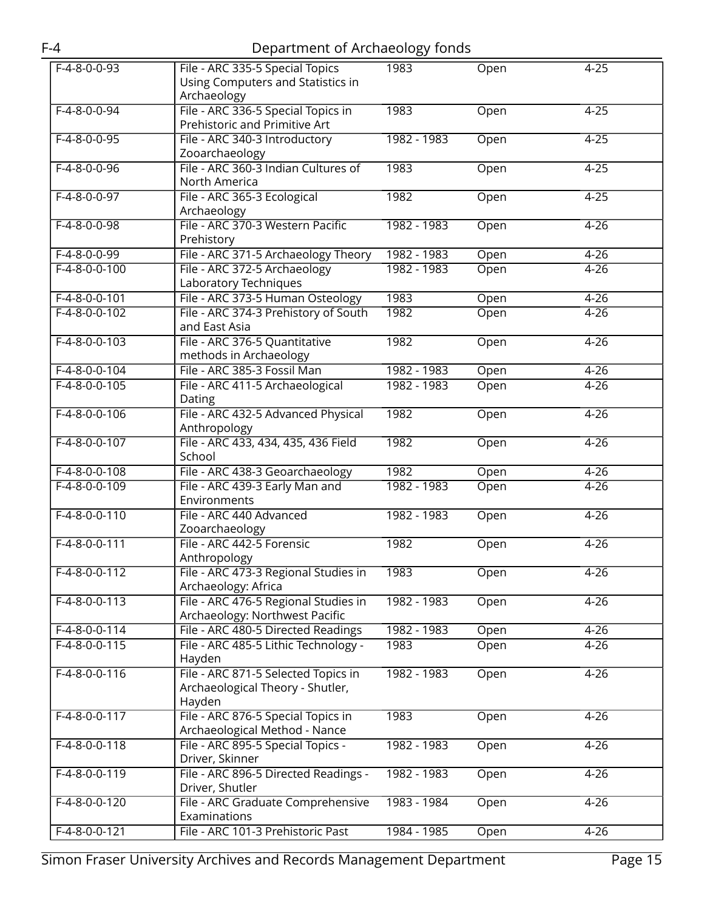| | | | | |
|---|---|---|---|---|
| F-4-8-0-0-93 | File - ARC 335-5 Special Topics Using Computers and Statistics in Archaeology | 1983 | Open | 4-25 |
| F-4-8-0-0-94 | File - ARC 336-5 Special Topics in Prehistoric and Primitive Art | 1983 | Open | 4-25 |
| F-4-8-0-0-95 | File - ARC 340-3 Introductory Zooarchaeology | 1982 - 1983 | Open | 4-25 |
| F-4-8-0-0-96 | File - ARC 360-3 Indian Cultures of North America | 1983 | Open | 4-25 |
| F-4-8-0-0-97 | File - ARC 365-3 Ecological Archaeology | 1982 | Open | 4-25 |
| F-4-8-0-0-98 | File - ARC 370-3 Western Pacific Prehistory | 1982 - 1983 | Open | 4-26 |
| F-4-8-0-0-99 | File - ARC 371-5 Archaeology Theory | 1982 - 1983 | Open | 4-26 |
| F-4-8-0-0-100 | File - ARC 372-5 Archaeology Laboratory Techniques | 1982 - 1983 | Open | 4-26 |
| F-4-8-0-0-101 | File - ARC 373-5 Human Osteology | 1983 | Open | 4-26 |
| F-4-8-0-0-102 | File - ARC 374-3 Prehistory of South and East Asia | 1982 | Open | 4-26 |
| F-4-8-0-0-103 | File - ARC 376-5 Quantitative methods in Archaeology | 1982 | Open | 4-26 |
| F-4-8-0-0-104 | File - ARC 385-3 Fossil Man | 1982 - 1983 | Open | 4-26 |
| F-4-8-0-0-105 | File - ARC 411-5 Archaeological Dating | 1982 - 1983 | Open | 4-26 |
| F-4-8-0-0-106 | File - ARC 432-5 Advanced Physical Anthropology | 1982 | Open | 4-26 |
| F-4-8-0-0-107 | File - ARC 433, 434, 435, 436 Field School | 1982 | Open | 4-26 |
| F-4-8-0-0-108 | File - ARC 438-3 Geoarchaeology | 1982 | Open | 4-26 |
| F-4-8-0-0-109 | File - ARC 439-3 Early Man and Environments | 1982 - 1983 | Open | 4-26 |
| F-4-8-0-0-110 | File - ARC 440 Advanced Zooarchaeology | 1982 - 1983 | Open | 4-26 |
| F-4-8-0-0-111 | File - ARC 442-5 Forensic Anthropology | 1982 | Open | 4-26 |
| F-4-8-0-0-112 | File - ARC 473-3 Regional Studies in Archaeology: Africa | 1983 | Open | 4-26 |
| F-4-8-0-0-113 | File - ARC 476-5 Regional Studies in Archaeology: Northwest Pacific | 1982 - 1983 | Open | 4-26 |
| F-4-8-0-0-114 | File - ARC 480-5 Directed Readings | 1982 - 1983 | Open | 4-26 |
| F-4-8-0-0-115 | File - ARC 485-5 Lithic Technology - Hayden | 1983 | Open | 4-26 |
| F-4-8-0-0-116 | File - ARC 871-5 Selected Topics in Archaeological Theory - Shutler, Hayden | 1982 - 1983 | Open | 4-26 |
| F-4-8-0-0-117 | File - ARC 876-5 Special Topics in Archaeological Method - Nance | 1983 | Open | 4-26 |
| F-4-8-0-0-118 | File - ARC 895-5 Special Topics - Driver, Skinner | 1982 - 1983 | Open | 4-26 |
| F-4-8-0-0-119 | File - ARC 896-5 Directed Readings - Driver, Shutler | 1982 - 1983 | Open | 4-26 |
| F-4-8-0-0-120 | File - ARC Graduate Comprehensive Examinations | 1983 - 1984 | Open | 4-26 |
| F-4-8-0-0-121 | File - ARC 101-3 Prehistoric Past | 1984 - 1985 | Open | 4-26 |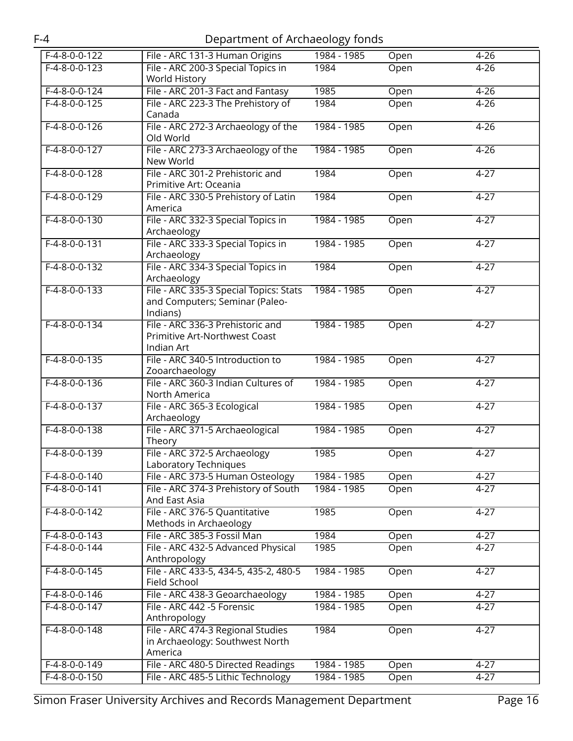| F-4-8-0-0-122 | File - ARC 131-3 Human Origins | 1984 - 1985 | Open | 4-26 |
|---|---|---|---|---|
| F-4-8-0-0-123 | File - ARC 200-3 Special Topics in World History | 1984 | Open | 4-26 |
| F-4-8-0-0-124 | File - ARC 201-3 Fact and Fantasy | 1985 | Open | 4-26 |
| F-4-8-0-0-125 | File - ARC 223-3 The Prehistory of Canada | 1984 | Open | 4-26 |
| F-4-8-0-0-126 | File - ARC 272-3 Archaeology of the Old World | 1984 - 1985 | Open | 4-26 |
| F-4-8-0-0-127 | File - ARC 273-3 Archaeology of the New World | 1984 - 1985 | Open | 4-26 |
| F-4-8-0-0-128 | File - ARC 301-2 Prehistoric and Primitive Art: Oceania | 1984 | Open | 4-27 |
| F-4-8-0-0-129 | File - ARC 330-5 Prehistory of Latin America | 1984 | Open | 4-27 |
| F-4-8-0-0-130 | File - ARC 332-3 Special Topics in Archaeology | 1984 - 1985 | Open | 4-27 |
| F-4-8-0-0-131 | File - ARC 333-3 Special Topics in Archaeology | 1984 - 1985 | Open | 4-27 |
| F-4-8-0-0-132 | File - ARC 334-3 Special Topics in Archaeology | 1984 | Open | 4-27 |
| F-4-8-0-0-133 | File - ARC 335-3 Special Topics: Stats and Computers; Seminar (Paleo-Indians) | 1984 - 1985 | Open | 4-27 |
| F-4-8-0-0-134 | File - ARC 336-3 Prehistoric and Primitive Art-Northwest Coast Indian Art | 1984 - 1985 | Open | 4-27 |
| F-4-8-0-0-135 | File - ARC 340-5 Introduction to Zooarchaeology | 1984 - 1985 | Open | 4-27 |
| F-4-8-0-0-136 | File - ARC 360-3 Indian Cultures of North America | 1984 - 1985 | Open | 4-27 |
| F-4-8-0-0-137 | File - ARC 365-3 Ecological Archaeology | 1984 - 1985 | Open | 4-27 |
| F-4-8-0-0-138 | File - ARC 371-5 Archaeological Theory | 1984 - 1985 | Open | 4-27 |
| F-4-8-0-0-139 | File - ARC 372-5 Archaeology Laboratory Techniques | 1985 | Open | 4-27 |
| F-4-8-0-0-140 | File - ARC 373-5 Human Osteology | 1984 - 1985 | Open | 4-27 |
| F-4-8-0-0-141 | File - ARC 374-3 Prehistory of South And East Asia | 1984 - 1985 | Open | 4-27 |
| F-4-8-0-0-142 | File - ARC 376-5 Quantitative Methods in Archaeology | 1985 | Open | 4-27 |
| F-4-8-0-0-143 | File - ARC 385-3 Fossil Man | 1984 | Open | 4-27 |
| F-4-8-0-0-144 | File - ARC 432-5 Advanced Physical Anthropology | 1985 | Open | 4-27 |
| F-4-8-0-0-145 | File - ARC 433-5, 434-5, 435-2, 480-5 Field School | 1984 - 1985 | Open | 4-27 |
| F-4-8-0-0-146 | File - ARC 438-3 Geoarchaeology | 1984 - 1985 | Open | 4-27 |
| F-4-8-0-0-147 | File - ARC 442 -5 Forensic Anthropology | 1984 - 1985 | Open | 4-27 |
| F-4-8-0-0-148 | File - ARC 474-3 Regional Studies in Archaeology: Southwest North America | 1984 | Open | 4-27 |
| F-4-8-0-0-149 | File - ARC 480-5 Directed Readings | 1984 - 1985 | Open | 4-27 |
| F-4-8-0-0-150 | File - ARC 485-5 Lithic Technology | 1984 - 1985 | Open | 4-27 |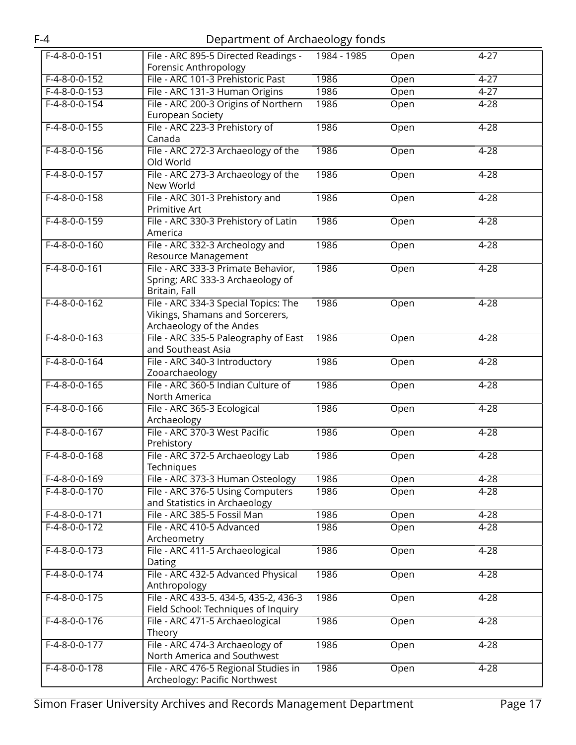| F-4-8-0-0-151 | File - ARC 895-5 Directed Readings - Forensic Anthropology | 1984 - 1985 | Open | 4-27 |
|---|---|---|---|---|
| F-4-8-0-0-152 | File - ARC 101-3 Prehistoric Past | 1986 | Open | 4-27 |
| F-4-8-0-0-153 | File - ARC 131-3 Human Origins | 1986 | Open | 4-27 |
| F-4-8-0-0-154 | File - ARC 200-3 Origins of Northern European Society | 1986 | Open | 4-28 |
| F-4-8-0-0-155 | File - ARC 223-3 Prehistory of Canada | 1986 | Open | 4-28 |
| F-4-8-0-0-156 | File - ARC 272-3 Archaeology of the Old World | 1986 | Open | 4-28 |
| F-4-8-0-0-157 | File - ARC 273-3 Archaeology of the New World | 1986 | Open | 4-28 |
| F-4-8-0-0-158 | File - ARC 301-3 Prehistory and Primitive Art | 1986 | Open | 4-28 |
| F-4-8-0-0-159 | File - ARC 330-3 Prehistory of Latin America | 1986 | Open | 4-28 |
| F-4-8-0-0-160 | File - ARC 332-3 Archeology and Resource Management | 1986 | Open | 4-28 |
| F-4-8-0-0-161 | File - ARC 333-3 Primate Behavior, Spring; ARC 333-3 Archaeology of Britain, Fall | 1986 | Open | 4-28 |
| F-4-8-0-0-162 | File - ARC 334-3 Special Topics: The Vikings, Shamans and Sorcerers, Archaeology of the Andes | 1986 | Open | 4-28 |
| F-4-8-0-0-163 | File - ARC 335-5 Paleography of East and Southeast Asia | 1986 | Open | 4-28 |
| F-4-8-0-0-164 | File - ARC 340-3 Introductory Zooarchaeology | 1986 | Open | 4-28 |
| F-4-8-0-0-165 | File - ARC 360-5 Indian Culture of North America | 1986 | Open | 4-28 |
| F-4-8-0-0-166 | File - ARC 365-3 Ecological Archaeology | 1986 | Open | 4-28 |
| F-4-8-0-0-167 | File - ARC 370-3 West Pacific Prehistory | 1986 | Open | 4-28 |
| F-4-8-0-0-168 | File - ARC 372-5 Archaeology Lab Techniques | 1986 | Open | 4-28 |
| F-4-8-0-0-169 | File - ARC 373-3 Human Osteology | 1986 | Open | 4-28 |
| F-4-8-0-0-170 | File - ARC 376-5 Using Computers and Statistics in Archaeology | 1986 | Open | 4-28 |
| F-4-8-0-0-171 | File - ARC 385-5 Fossil Man | 1986 | Open | 4-28 |
| F-4-8-0-0-172 | File - ARC 410-5 Advanced Archeometry | 1986 | Open | 4-28 |
| F-4-8-0-0-173 | File - ARC 411-5 Archaeological Dating | 1986 | Open | 4-28 |
| F-4-8-0-0-174 | File - ARC 432-5 Advanced Physical Anthropology | 1986 | Open | 4-28 |
| F-4-8-0-0-175 | File - ARC 433-5. 434-5, 435-2, 436-3 Field School: Techniques of Inquiry | 1986 | Open | 4-28 |
| F-4-8-0-0-176 | File - ARC 471-5 Archaeological Theory | 1986 | Open | 4-28 |
| F-4-8-0-0-177 | File - ARC 474-3 Archaeology of North America and Southwest | 1986 | Open | 4-28 |
| F-4-8-0-0-178 | File - ARC 476-5 Regional Studies in Archeology: Pacific Northwest | 1986 | Open | 4-28 |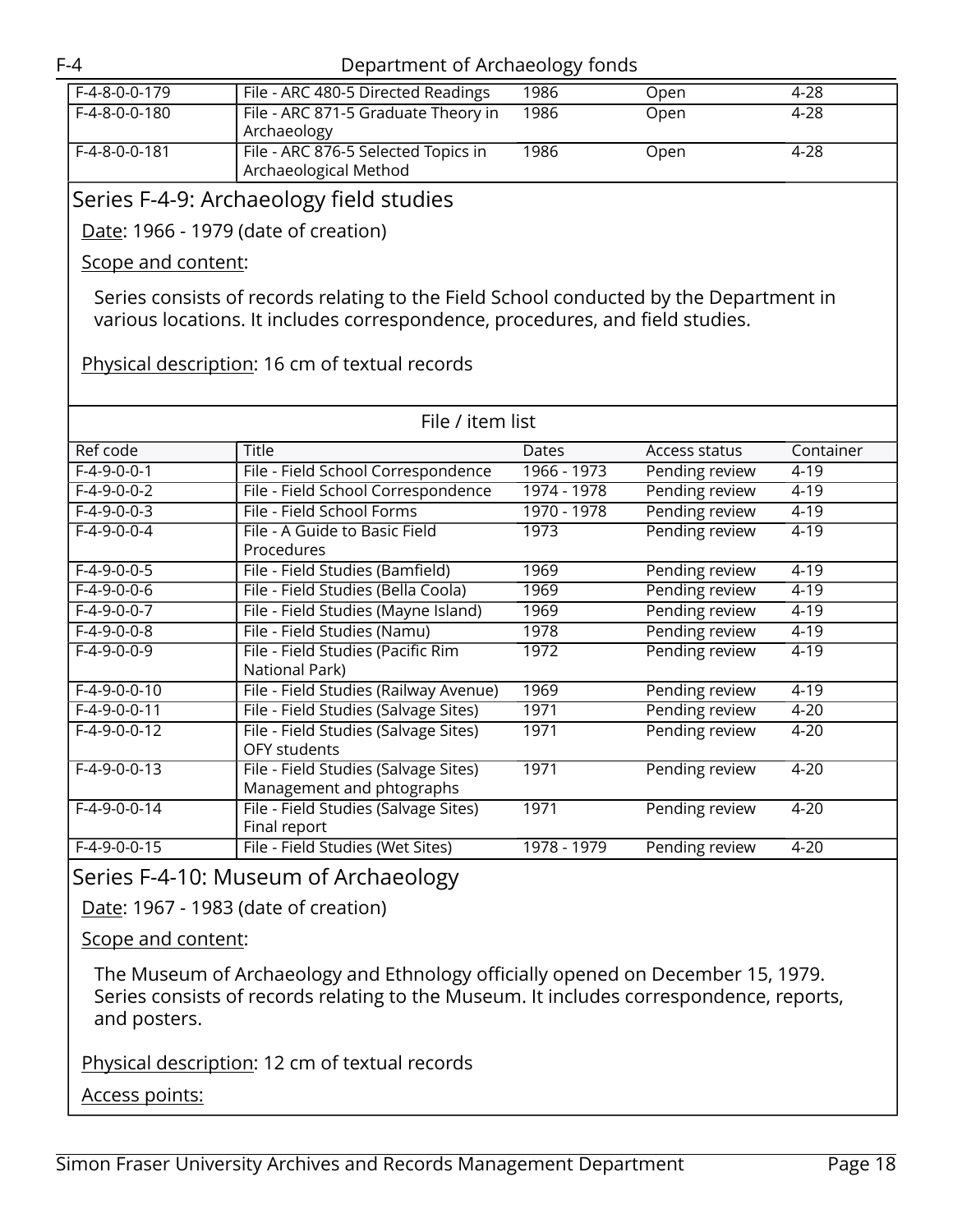| Ref code | Title | Dates | Access status | Container |
|---|---|---|---|---|
| F-4-8-0-0-179 | File - ARC 480-5 Directed Readings | 1986 | Open | 4-28 |
| F-4-8-0-0-180 | File - ARC 871-5 Graduate Theory in Archaeology | 1986 | Open | 4-28 |
| F-4-8-0-0-181 | File - ARC 876-5 Selected Topics in Archaeological Method | 1986 | Open | 4-28 |

## Series F-4-9: Archaeology field studies

Date: 1966 - 1979 (date of creation)

Scope and content:

Series consists of records relating to the Field School conducted by the Department in various locations. It includes correspondence, procedures, and field studies.

Physical description: 16 cm of textual records

File / item list

| Ref code | Title | Dates | Access status | Container |
|---|---|---|---|---|
| F-4-9-0-0-1 | File - Field School Correspondence | 1966 - 1973 | Pending review | 4-19 |
| F-4-9-0-0-2 | File - Field School Correspondence | 1974 - 1978 | Pending review | 4-19 |
| F-4-9-0-0-3 | File - Field School Forms | 1970 - 1978 | Pending review | 4-19 |
| F-4-9-0-0-4 | File - A Guide to Basic Field Procedures | 1973 | Pending review | 4-19 |
| F-4-9-0-0-5 | File - Field Studies (Bamfield) | 1969 | Pending review | 4-19 |
| F-4-9-0-0-6 | File - Field Studies (Bella Coola) | 1969 | Pending review | 4-19 |
| F-4-9-0-0-7 | File - Field Studies (Mayne Island) | 1969 | Pending review | 4-19 |
| F-4-9-0-0-8 | File - Field Studies (Namu) | 1978 | Pending review | 4-19 |
| F-4-9-0-0-9 | File - Field Studies (Pacific Rim National Park) | 1972 | Pending review | 4-19 |
| F-4-9-0-0-10 | File - Field Studies (Railway Avenue) | 1969 | Pending review | 4-19 |
| F-4-9-0-0-11 | File - Field Studies (Salvage Sites) | 1971 | Pending review | 4-20 |
| F-4-9-0-0-12 | File - Field Studies (Salvage Sites) OFY students | 1971 | Pending review | 4-20 |
| F-4-9-0-0-13 | File - Field Studies (Salvage Sites) Management and phtographs | 1971 | Pending review | 4-20 |
| F-4-9-0-0-14 | File - Field Studies (Salvage Sites) Final report | 1971 | Pending review | 4-20 |
| F-4-9-0-0-15 | File - Field Studies (Wet Sites) | 1978 - 1979 | Pending review | 4-20 |

## Series F-4-10: Museum of Archaeology

Date: 1967 - 1983 (date of creation)

Scope and content:

The Museum of Archaeology and Ethnology officially opened on December 15, 1979. Series consists of records relating to the Museum. It includes correspondence, reports, and posters.

Physical description: 12 cm of textual records

Access points: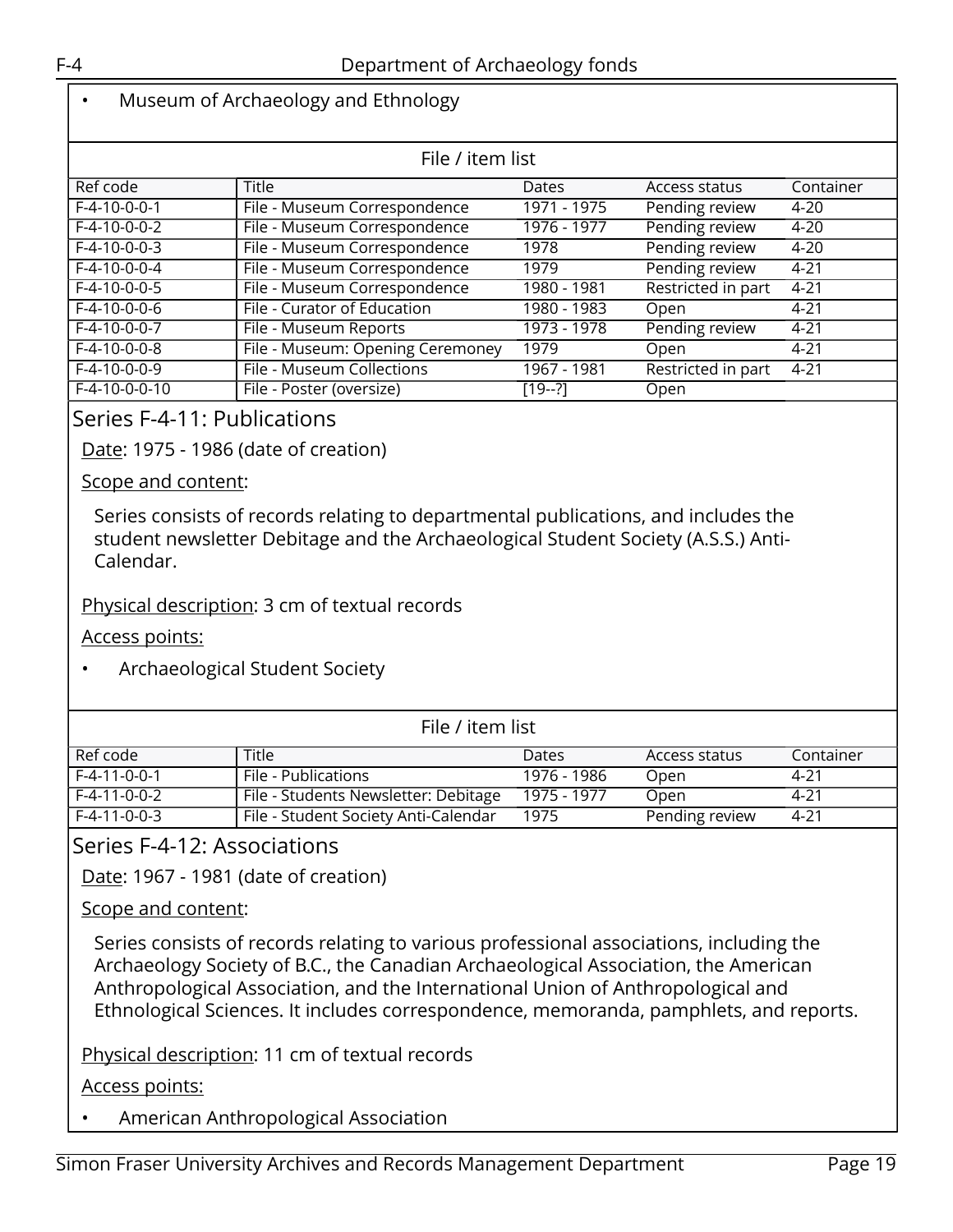- Museum of Archaeology and Ethnology

File / item list

| Ref code | Title | Dates | Access status | Container |
|---|---|---|---|---|
| F-4-10-0-0-1 | File - Museum Correspondence | 1971 - 1975 | Pending review | 4-20 |
| F-4-10-0-0-2 | File - Museum Correspondence | 1976 - 1977 | Pending review | 4-20 |
| F-4-10-0-0-3 | File - Museum Correspondence | 1978 | Pending review | 4-20 |
| F-4-10-0-0-4 | File - Museum Correspondence | 1979 | Pending review | 4-21 |
| F-4-10-0-0-5 | File - Museum Correspondence | 1980 - 1981 | Restricted in part | 4-21 |
| F-4-10-0-0-6 | File - Curator of Education | 1980 - 1983 | Open | 4-21 |
| F-4-10-0-0-7 | File - Museum Reports | 1973 - 1978 | Pending review | 4-21 |
| F-4-10-0-0-8 | File - Museum: Opening Ceremoney | 1979 | Open | 4-21 |
| F-4-10-0-0-9 | File - Museum Collections | 1967 - 1981 | Restricted in part | 4-21 |
| F-4-10-0-0-10 | File - Poster (oversize) | [19--?] | Open | |

## Series F-4-11: Publications

Date: 1975 - 1986 (date of creation)

Scope and content:

Series consists of records relating to departmental publications, and includes the student newsletter Debitage and the Archaeological Student Society (A.S.S.) Anti-Calendar.

Physical description: 3 cm of textual records

Access points:

- Archaeological Student Society

File / item list

| Ref code | Title | Dates | Access status | Container |
|---|---|---|---|---|
| F-4-11-0-0-1 | File - Publications | 1976 - 1986 | Open | 4-21 |
| F-4-11-0-0-2 | File - Students Newsletter: Debitage | 1975 - 1977 | Open | 4-21 |
| F-4-11-0-0-3 | File - Student Society Anti-Calendar | 1975 | Pending review | 4-21 |

## Series F-4-12: Associations

Date: 1967 - 1981 (date of creation)

Scope and content:

Series consists of records relating to various professional associations, including the Archaeology Society of B.C., the Canadian Archaeological Association, the American Anthropological Association, and the International Union of Anthropological and Ethnological Sciences. It includes correspondence, memoranda, pamphlets, and reports.

Physical description: 11 cm of textual records

Access points:

- American Anthropological Association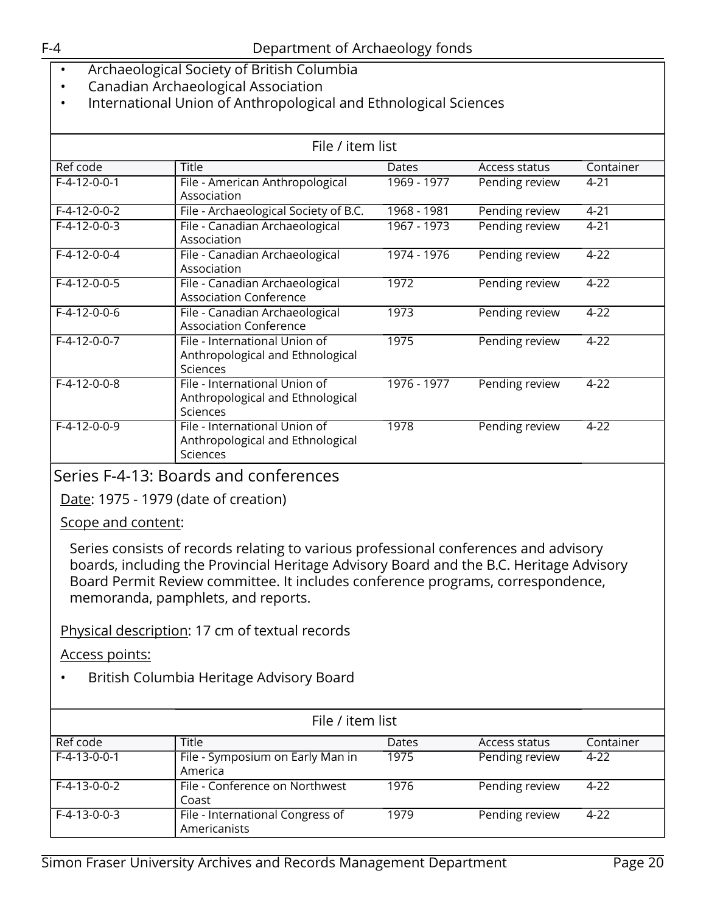- Archaeological Society of British Columbia
- Canadian Archaeological Association
- International Union of Anthropological and Ethnological Sciences

File / item list

| Ref code | Title | Dates | Access status | Container |
|---|---|---|---|---|
| F-4-12-0-0-1 | File - American Anthropological Association | 1969 - 1977 | Pending review | 4-21 |
| F-4-12-0-0-2 | File - Archaeological Society of B.C. | 1968 - 1981 | Pending review | 4-21 |
| F-4-12-0-0-3 | File - Canadian Archaeological Association | 1967 - 1973 | Pending review | 4-21 |
| F-4-12-0-0-4 | File - Canadian Archaeological Association | 1974 - 1976 | Pending review | 4-22 |
| F-4-12-0-0-5 | File - Canadian Archaeological Association Conference | 1972 | Pending review | 4-22 |
| F-4-12-0-0-6 | File - Canadian Archaeological Association Conference | 1973 | Pending review | 4-22 |
| F-4-12-0-0-7 | File - International Union of Anthropological and Ethnological Sciences | 1975 | Pending review | 4-22 |
| F-4-12-0-0-8 | File - International Union of Anthropological and Ethnological Sciences | 1976 - 1977 | Pending review | 4-22 |
| F-4-12-0-0-9 | File - International Union of Anthropological and Ethnological Sciences | 1978 | Pending review | 4-22 |

## Series F-4-13: Boards and conferences

Date: 1975 - 1979 (date of creation)

Scope and content:

Series consists of records relating to various professional conferences and advisory boards, including the Provincial Heritage Advisory Board and the B.C. Heritage Advisory Board Permit Review committee. It includes conference programs, correspondence, memoranda, pamphlets, and reports.

Physical description: 17 cm of textual records

Access points:

- British Columbia Heritage Advisory Board

File / item list

| Ref code | Title | Dates | Access status | Container |
|---|---|---|---|---|
| F-4-13-0-0-1 | File - Symposium on Early Man in America | 1975 | Pending review | 4-22 |
| F-4-13-0-0-2 | File - Conference on Northwest Coast | 1976 | Pending review | 4-22 |
| F-4-13-0-0-3 | File - International Congress of Americanists | 1979 | Pending review | 4-22 |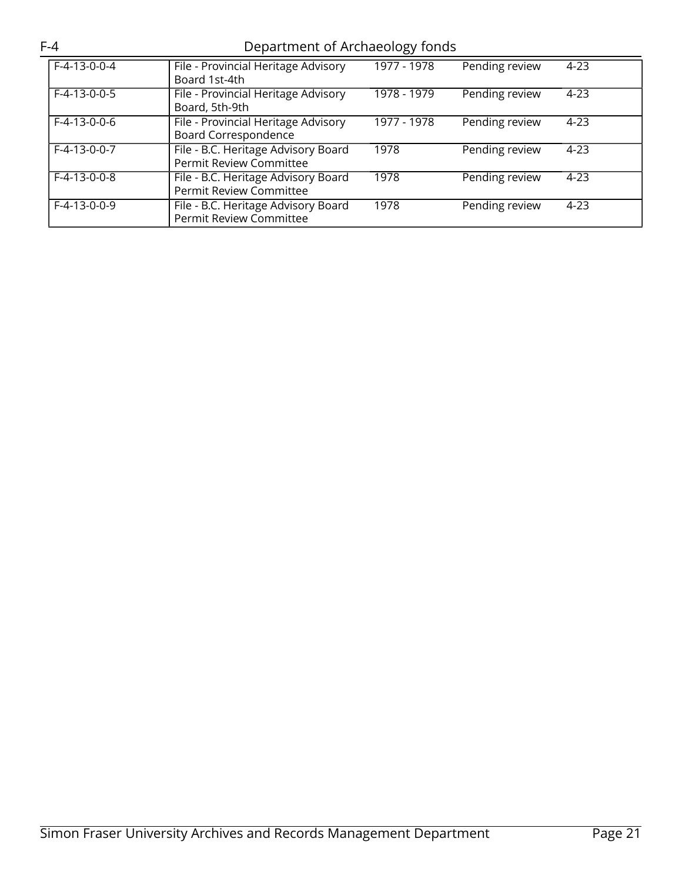| | | | | |
|---|---|---|---|---|
| F-4-13-0-0-4 | File - Provincial Heritage Advisory Board 1st-4th | 1977 - 1978 | Pending review | 4-23 |
| F-4-13-0-0-5 | File - Provincial Heritage Advisory Board, 5th-9th | 1978 - 1979 | Pending review | 4-23 |
| F-4-13-0-0-6 | File - Provincial Heritage Advisory Board Correspondence | 1977 - 1978 | Pending review | 4-23 |
| F-4-13-0-0-7 | File - B.C. Heritage Advisory Board Permit Review Committee | 1978 | Pending review | 4-23 |
| F-4-13-0-0-8 | File - B.C. Heritage Advisory Board Permit Review Committee | 1978 | Pending review | 4-23 |
| F-4-13-0-0-9 | File - B.C. Heritage Advisory Board Permit Review Committee | 1978 | Pending review | 4-23 |